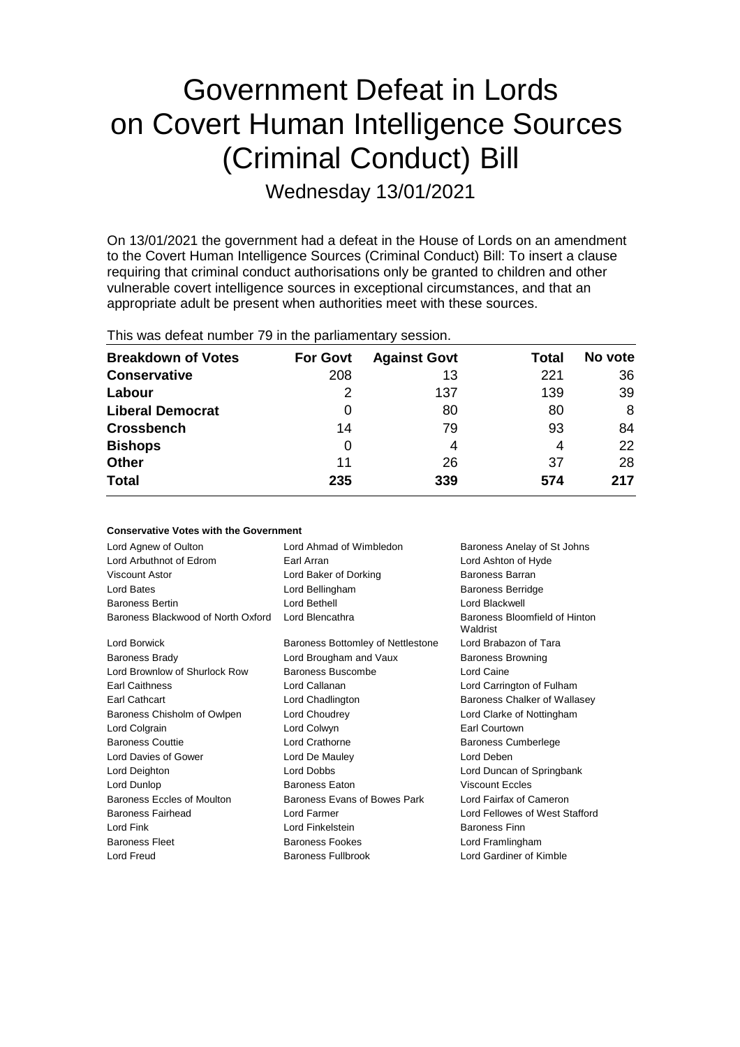# Government Defeat in Lords on Covert Human Intelligence Sources (Criminal Conduct) Bill

Wednesday 13/01/2021

On 13/01/2021 the government had a defeat in the House of Lords on an amendment to the Covert Human Intelligence Sources (Criminal Conduct) Bill: To insert a clause requiring that criminal conduct authorisations only be granted to children and other vulnerable covert intelligence sources in exceptional circumstances, and that an appropriate adult be present when authorities meet with these sources.

This was defeat number 79 in the parliamentary session.

| Breakdown of Votes | For Govt | Against Govt | Total | No vote |
|---|---|---|---|---|
| Conservative | 208 | 13 | 221 | 36 |
| Labour | 2 | 137 | 139 | 39 |
| Liberal Democrat | 0 | 80 | 80 | 8 |
| Crossbench | 14 | 79 | 93 | 84 |
| Bishops | 0 | 4 | 4 | 22 |
| Other | 11 | 26 | 37 | 28 |
| **Total** | **235** | **339** | **574** | **217** |

### Conservative Votes with the Government

| | | |
|---|---|---|
| Lord Agnew of Oulton | Lord Ahmad of Wimbledon | Baroness Anelay of St Johns |
| Lord Arbuthnot of Edrom | Earl Arran | Lord Ashton of Hyde |
| Viscount Astor | Lord Baker of Dorking | Baroness Barran |
| Lord Bates | Lord Bellingham | Baroness Berridge |
| Baroness Bertin | Lord Bethell | Lord Blackwell |
| Baroness Blackwood of North Oxford | Lord Blencathra | Baroness Bloomfield of Hinton Waldrist |
| Lord Borwick | Baroness Bottomley of Nettlestone | Lord Brabazon of Tara |
| Baroness Brady | Lord Brougham and Vaux | Baroness Browning |
| Lord Brownlow of Shurlock Row | Baroness Buscombe | Lord Caine |
| Earl Caithness | Lord Callanan | Lord Carrington of Fulham |
| Earl Cathcart | Lord Chadlington | Baroness Chalker of Wallasey |
| Baroness Chisholm of Owlpen | Lord Choudrey | Lord Clarke of Nottingham |
| Lord Colgrain | Lord Colwyn | Earl Courtown |
| Baroness Couttie | Lord Crathorne | Baroness Cumberlege |
| Lord Davies of Gower | Lord De Mauley | Lord Deben |
| Lord Deighton | Lord Dobbs | Lord Duncan of Springbank |
| Lord Dunlop | Baroness Eaton | Viscount Eccles |
| Baroness Eccles of Moulton | Baroness Evans of Bowes Park | Lord Fairfax of Cameron |
| Baroness Fairhead | Lord Farmer | Lord Fellowes of West Stafford |
| Lord Fink | Lord Finkelstein | Baroness Finn |
| Baroness Fleet | Baroness Fookes | Lord Framlingham |
| Lord Freud | Baroness Fullbrook | Lord Gardiner of Kimble |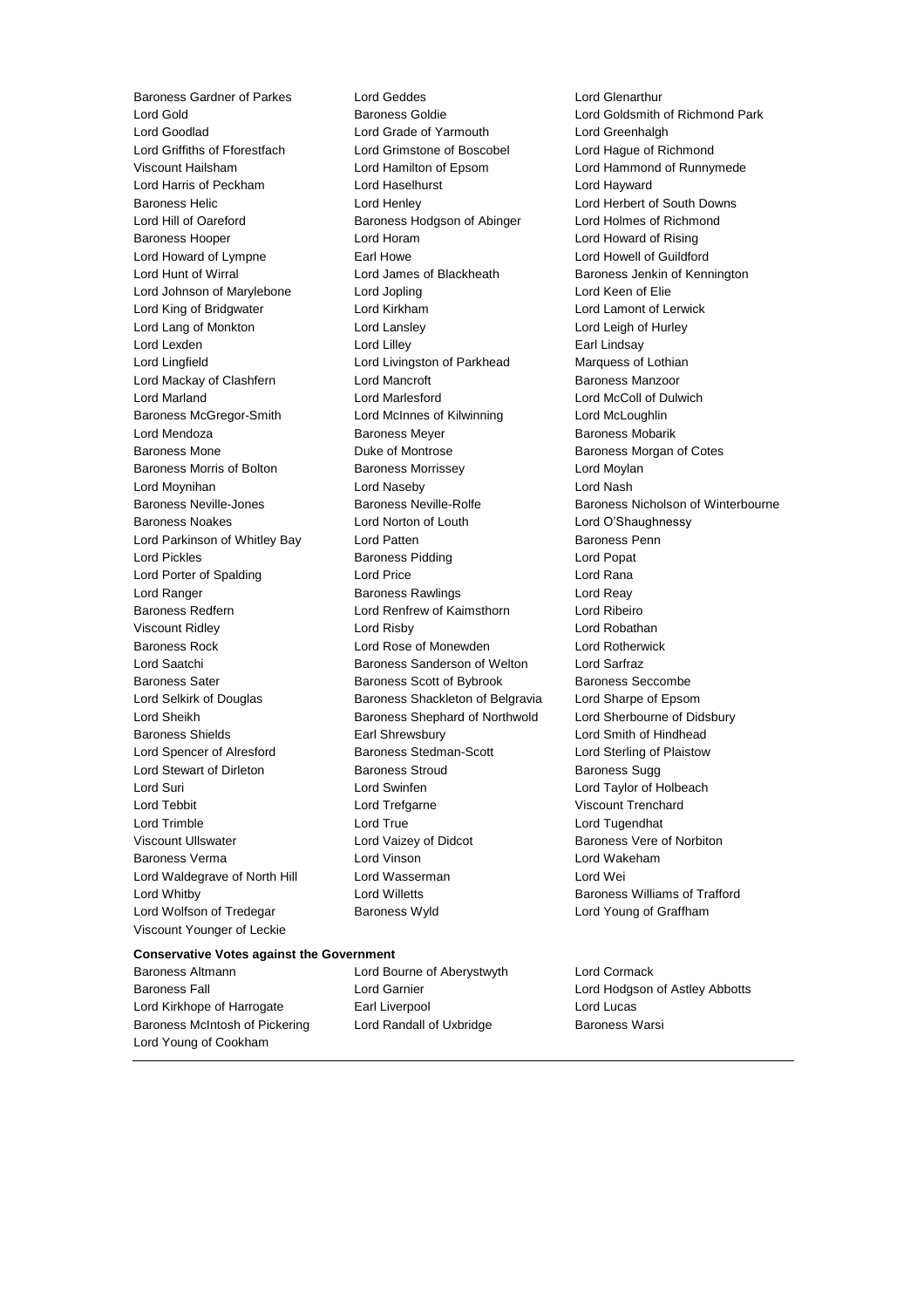Baroness Gardner of Parkes
Lord Geddes
Lord Glenarthur
Lord Gold
Baroness Goldie
Lord Goldsmith of Richmond Park
Lord Goodlad
Lord Grade of Yarmouth
Lord Greenhalgh
Lord Griffiths of Fforestfach
Lord Grimstone of Boscobel
Lord Hague of Richmond
Viscount Hailsham
Lord Hamilton of Epsom
Lord Hammond of Runnymede
Lord Harris of Peckham
Lord Haselhurst
Lord Hayward
Baroness Helic
Lord Henley
Lord Herbert of South Downs
Lord Hill of Oareford
Baroness Hodgson of Abinger
Lord Holmes of Richmond
Baroness Hooper
Lord Horam
Lord Howard of Rising
Lord Howard of Lympne
Earl Howe
Lord Howell of Guildford
Lord Hunt of Wirral
Lord James of Blackheath
Baroness Jenkin of Kennington
Lord Johnson of Marylebone
Lord Jopling
Lord Keen of Elie
Lord King of Bridgwater
Lord Kirkham
Lord Lamont of Lerwick
Lord Lang of Monkton
Lord Lansley
Lord Leigh of Hurley
Lord Lexden
Lord Lilley
Earl Lindsay
Lord Lingfield
Lord Livingston of Parkhead
Marquess of Lothian
Lord Mackay of Clashfern
Lord Mancroft
Baroness Manzoor
Lord Marland
Lord Marlesford
Lord McColl of Dulwich
Baroness McGregor-Smith
Lord McInnes of Kilwinning
Lord McLoughlin
Lord Mendoza
Baroness Meyer
Baroness Mobarik
Baroness Mone
Duke of Montrose
Baroness Morgan of Cotes
Baroness Morris of Bolton
Baroness Morrissey
Lord Moylan
Lord Moynihan
Lord Naseby
Lord Nash
Baroness Neville-Jones
Baroness Neville-Rolfe
Baroness Nicholson of Winterbourne
Baroness Noakes
Lord Norton of Louth
Lord O'Shaughnessy
Lord Parkinson of Whitley Bay
Lord Patten
Baroness Penn
Lord Pickles
Baroness Pidding
Lord Popat
Lord Porter of Spalding
Lord Price
Lord Rana
Lord Ranger
Baroness Rawlings
Lord Reay
Baroness Redfern
Lord Renfrew of Kaimsthorn
Lord Ribeiro
Viscount Ridley
Lord Risby
Lord Robathan
Baroness Rock
Lord Rose of Monewden
Lord Rotherwick
Lord Saatchi
Baroness Sanderson of Welton
Lord Sarfraz
Baroness Sater
Baroness Scott of Bybrook
Baroness Seccombe
Lord Selkirk of Douglas
Baroness Shackleton of Belgravia
Lord Sharpe of Epsom
Lord Sheikh
Baroness Shephard of Northwold
Lord Sherbourne of Didsbury
Baroness Shields
Earl Shrewsbury
Lord Smith of Hindhead
Lord Spencer of Alresford
Baroness Stedman-Scott
Lord Sterling of Plaistow
Lord Stewart of Dirleton
Baroness Stroud
Baroness Sugg
Lord Suri
Lord Swinfen
Lord Taylor of Holbeach
Lord Tebbit
Lord Trefgarne
Viscount Trenchard
Lord Trimble
Lord True
Lord Tugendhat
Viscount Ullswater
Lord Vaizey of Didcot
Baroness Vere of Norbiton
Baroness Verma
Lord Vinson
Lord Wakeham
Lord Waldegrave of North Hill
Lord Wasserman
Lord Wei
Lord Whitby
Lord Willetts
Baroness Williams of Trafford
Lord Wolfson of Tredegar
Baroness Wyld
Lord Young of Graffham
Viscount Younger of Leckie

**Conservative Votes against the Government**

Baroness Altmann
Lord Bourne of Aberystwyth
Lord Cormack
Baroness Fall
Lord Garnier
Lord Hodgson of Astley Abbotts
Lord Kirkhope of Harrogate
Earl Liverpool
Lord Lucas
Baroness McIntosh of Pickering
Lord Randall of Uxbridge
Baroness Warsi
Lord Young of Cookham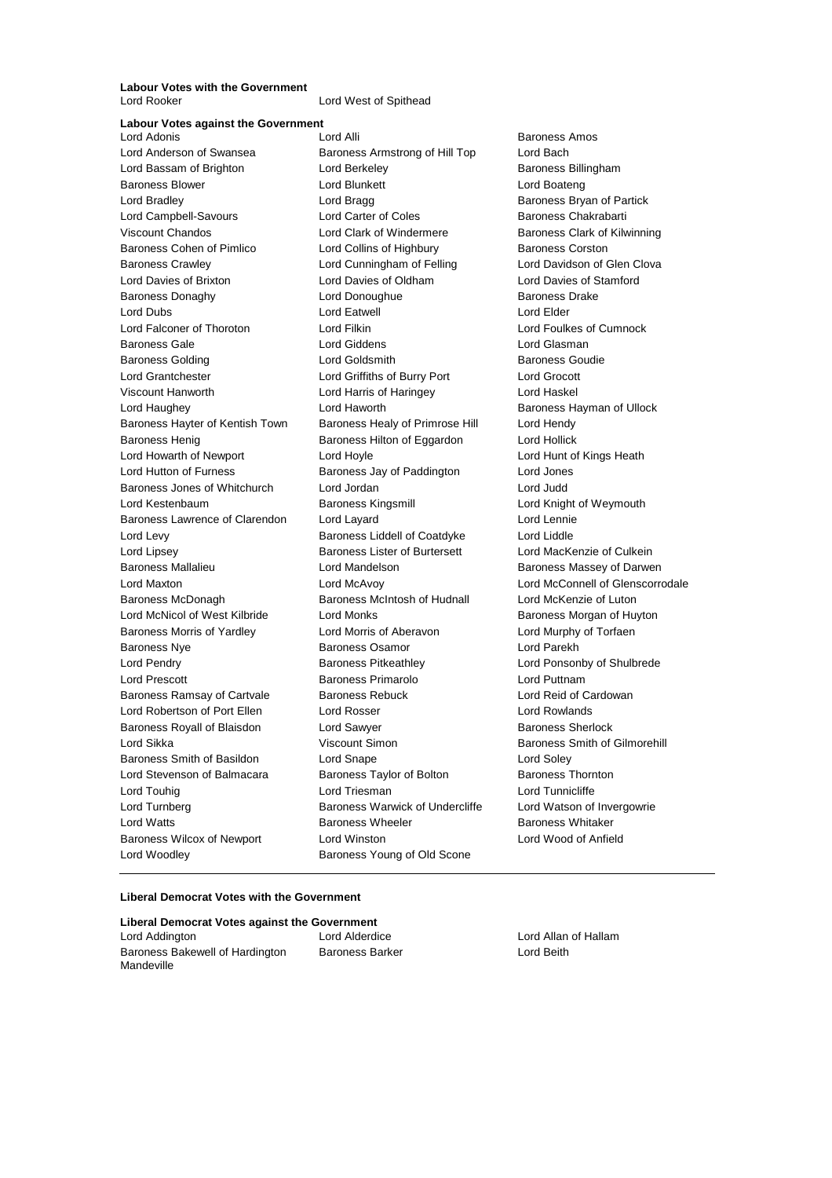**Labour Votes with the Government**

Lord Rooker
Lord West of Spithead

**Labour Votes against the Government**

Lord Adonis
Lord Alli
Baroness Amos
Lord Anderson of Swansea
Baroness Armstrong of Hill Top
Lord Bach
Lord Bassam of Brighton
Lord Berkeley
Baroness Billingham
Baroness Blower
Lord Blunkett
Lord Boateng
Lord Bradley
Lord Bragg
Baroness Bryan of Partick
Lord Campbell-Savours
Lord Carter of Coles
Baroness Chakrabarti
Viscount Chandos
Lord Clark of Windermere
Baroness Clark of Kilwinning
Baroness Cohen of Pimlico
Lord Collins of Highbury
Baroness Corston
Baroness Crawley
Lord Cunningham of Felling
Lord Davidson of Glen Clova
Lord Davies of Brixton
Lord Davies of Oldham
Lord Davies of Stamford
Baroness Donaghy
Lord Donoughue
Baroness Drake
Lord Dubs
Lord Eatwell
Lord Elder
Lord Falconer of Thoroton
Lord Filkin
Lord Foulkes of Cumnock
Baroness Gale
Lord Giddens
Lord Glasman
Baroness Golding
Lord Goldsmith
Baroness Goudie
Lord Grantchester
Lord Griffiths of Burry Port
Lord Grocott
Viscount Hanworth
Lord Harris of Haringey
Lord Haskel
Lord Haughey
Lord Haworth
Baroness Hayman of Ullock
Baroness Hayter of Kentish Town
Baroness Healy of Primrose Hill
Lord Hendy
Baroness Henig
Baroness Hilton of Eggardon
Lord Hollick
Lord Howarth of Newport
Lord Hoyle
Lord Hunt of Kings Heath
Lord Hutton of Furness
Baroness Jay of Paddington
Lord Jones
Baroness Jones of Whitchurch
Lord Jordan
Lord Judd
Lord Kestenbaum
Baroness Kingsmill
Lord Knight of Weymouth
Baroness Lawrence of Clarendon
Lord Layard
Lord Lennie
Lord Levy
Baroness Liddell of Coatdyke
Lord Liddle
Lord Lipsey
Baroness Lister of Burtersett
Lord MacKenzie of Culkein
Baroness Mallalieu
Lord Mandelson
Baroness Massey of Darwen
Lord Maxton
Lord McAvoy
Lord McConnell of Glenscorrodale
Baroness McDonagh
Baroness McIntosh of Hudnall
Lord McKenzie of Luton
Lord McNicol of West Kilbride
Lord Monks
Baroness Morgan of Huyton
Baroness Morris of Yardley
Lord Morris of Aberavon
Lord Murphy of Torfaen
Baroness Nye
Baroness Osamor
Lord Parekh
Lord Pendry
Baroness Pitkeathley
Lord Ponsonby of Shulbrede
Lord Prescott
Baroness Primarolo
Lord Puttnam
Baroness Ramsay of Cartvale
Baroness Rebuck
Lord Reid of Cardowan
Lord Robertson of Port Ellen
Lord Rosser
Lord Rowlands
Baroness Royall of Blaisdon
Lord Sawyer
Baroness Sherlock
Lord Sikka
Viscount Simon
Baroness Smith of Gilmorehill
Baroness Smith of Basildon
Lord Snape
Lord Soley
Lord Stevenson of Balmacara
Baroness Taylor of Bolton
Baroness Thornton
Lord Touhig
Lord Triesman
Lord Tunnicliffe
Lord Turnberg
Baroness Warwick of Undercliffe
Lord Watson of Invergowrie
Lord Watts
Baroness Wheeler
Baroness Whitaker
Baroness Wilcox of Newport
Lord Winston
Lord Wood of Anfield
Lord Woodley
Baroness Young of Old Scone

---

**Liberal Democrat Votes with the Government**

**Liberal Democrat Votes against the Government**

Lord Addington
Lord Alderdice
Lord Allan of Hallam
Baroness Bakewell of Hardington Mandeville
Baroness Barker
Lord Beith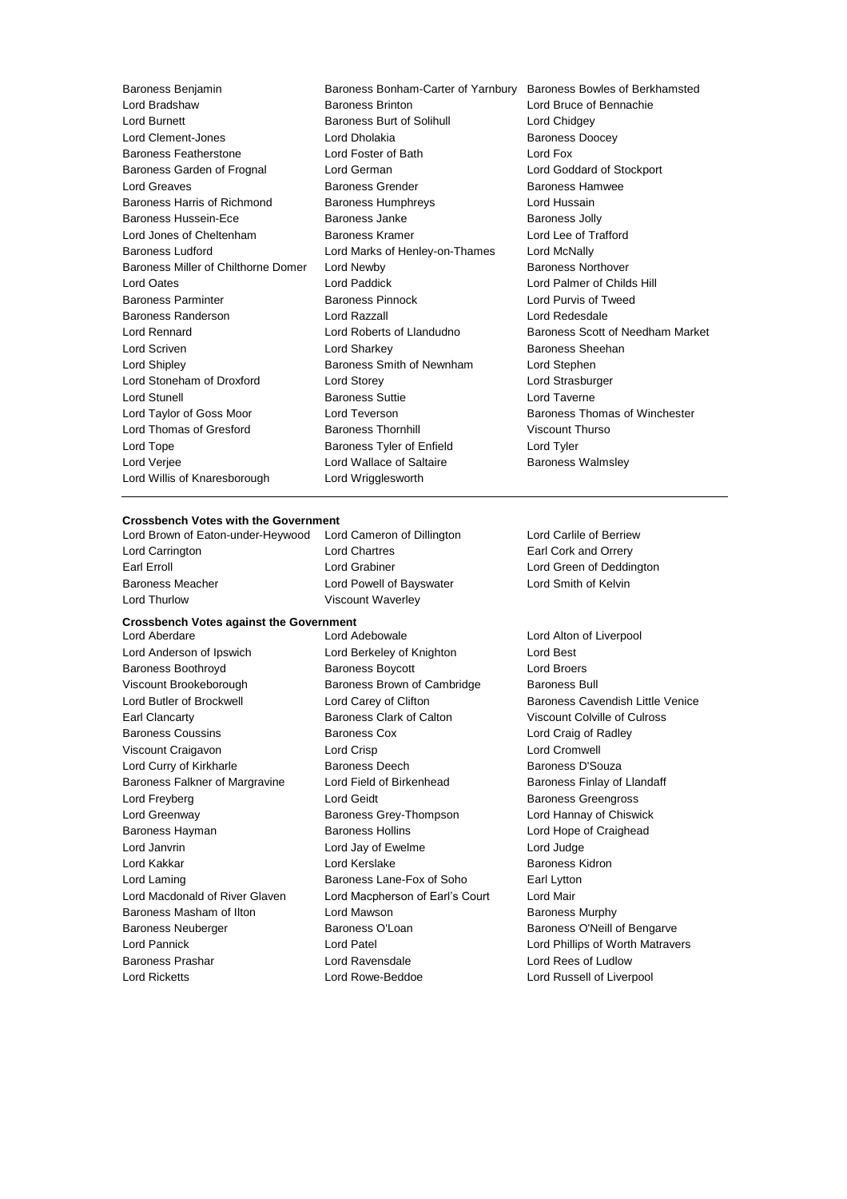Baroness Benjamin
Baroness Bonham-Carter of Yarnbury
Baroness Bowles of Berkhamsted
Lord Bradshaw
Baroness Brinton
Lord Bruce of Bennachie
Lord Burnett
Baroness Burt of Solihull
Lord Chidgey
Lord Clement-Jones
Lord Dholakia
Baroness Doocey
Baroness Featherstone
Lord Foster of Bath
Lord Fox
Baroness Garden of Frognal
Lord German
Lord Goddard of Stockport
Lord Greaves
Baroness Grender
Baroness Hamwee
Baroness Harris of Richmond
Baroness Humphreys
Lord Hussain
Baroness Hussein-Ece
Baroness Janke
Baroness Jolly
Lord Jones of Cheltenham
Baroness Kramer
Lord Lee of Trafford
Baroness Ludford
Lord Marks of Henley-on-Thames
Lord McNally
Baroness Miller of Chilthorne Domer
Lord Newby
Baroness Northover
Lord Oates
Lord Paddick
Lord Palmer of Childs Hill
Baroness Parminter
Baroness Pinnock
Lord Purvis of Tweed
Baroness Randerson
Lord Razzall
Lord Redesdale
Lord Rennard
Lord Roberts of Llandudno
Baroness Scott of Needham Market
Lord Scriven
Lord Sharkey
Baroness Sheehan
Lord Shipley
Baroness Smith of Newnham
Lord Stephen
Lord Stoneham of Droxford
Lord Storey
Lord Strasburger
Lord Stunell
Baroness Suttie
Lord Taverne
Lord Taylor of Goss Moor
Lord Teverson
Baroness Thomas of Winchester
Lord Thomas of Gresford
Baroness Thornhill
Viscount Thurso
Lord Tope
Baroness Tyler of Enfield
Lord Tyler
Lord Verjee
Lord Wallace of Saltaire
Baroness Walmsley
Lord Willis of Knaresborough
Lord Wrigglesworth

---

**Crossbench Votes with the Government**

Lord Brown of Eaton-under-Heywood
Lord Cameron of Dillington
Lord Carlile of Berriew
Lord Carrington
Lord Chartres
Earl Cork and Orrery
Earl Erroll
Lord Grabiner
Lord Green of Deddington
Baroness Meacher
Lord Powell of Bayswater
Lord Smith of Kelvin
Lord Thurlow
Viscount Waverley

**Crossbench Votes against the Government**

Lord Aberdare
Lord Adebowale
Lord Alton of Liverpool
Lord Anderson of Ipswich
Lord Berkeley of Knighton
Lord Best
Baroness Boothroyd
Baroness Boycott
Lord Broers
Viscount Brookeborough
Baroness Brown of Cambridge
Baroness Bull
Lord Butler of Brockwell
Lord Carey of Clifton
Baroness Cavendish Little Venice
Earl Clancarty
Baroness Clark of Calton
Viscount Colville of Culross
Baroness Coussins
Baroness Cox
Lord Craig of Radley
Viscount Craigavon
Lord Crisp
Lord Cromwell
Lord Curry of Kirkharle
Baroness Deech
Baroness D'Souza
Baroness Falkner of Margravine
Lord Field of Birkenhead
Baroness Finlay of Llandaff
Lord Freyberg
Lord Geidt
Baroness Greengross
Lord Greenway
Baroness Grey-Thompson
Lord Hannay of Chiswick
Baroness Hayman
Baroness Hollins
Lord Hope of Craighead
Lord Janvrin
Lord Jay of Ewelme
Lord Judge
Lord Kakkar
Lord Kerslake
Baroness Kidron
Lord Laming
Baroness Lane-Fox of Soho
Earl Lytton
Lord Macdonald of River Glaven
Lord Macpherson of Earl's Court
Lord Mair
Baroness Masham of Ilton
Lord Mawson
Baroness Murphy
Baroness Neuberger
Baroness O'Loan
Baroness O'Neill of Bengarve
Lord Pannick
Lord Patel
Lord Phillips of Worth Matravers
Baroness Prashar
Lord Ravensdale
Lord Rees of Ludlow
Lord Ricketts
Lord Rowe-Beddoe
Lord Russell of Liverpool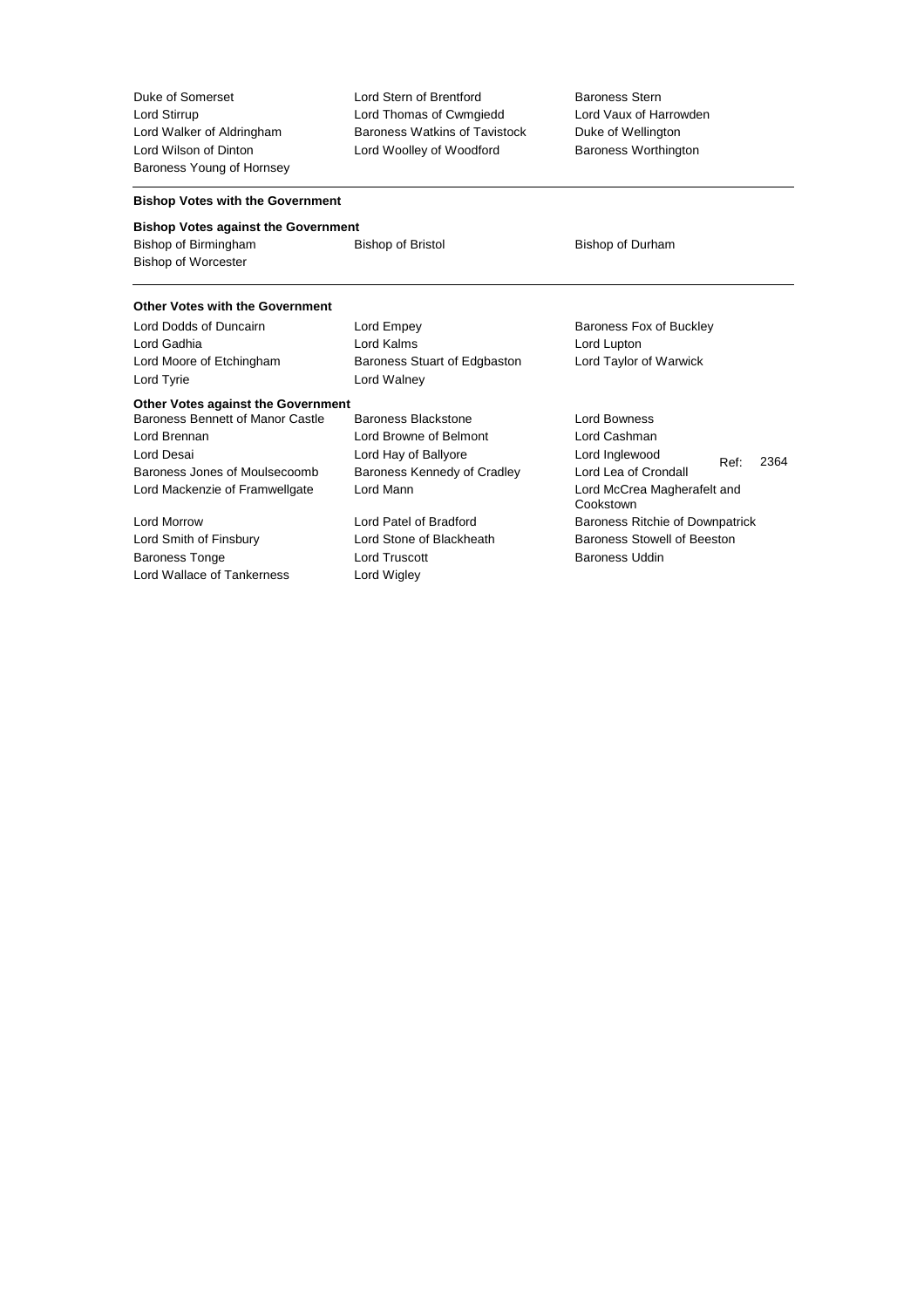Duke of Somerset
Lord Stern of Brentford
Baroness Stern
Lord Stirrup
Lord Thomas of Cwmgiedd
Lord Vaux of Harrowden
Lord Walker of Aldringham
Baroness Watkins of Tavistock
Duke of Wellington
Lord Wilson of Dinton
Lord Woolley of Woodford
Baroness Worthington
Baroness Young of Hornsey

**Bishop Votes with the Government**

**Bishop Votes against the Government**

Bishop of Birmingham
Bishop of Bristol
Bishop of Durham
Bishop of Worcester

**Other Votes with the Government**

Lord Dodds of Duncairn
Lord Empey
Baroness Fox of Buckley
Lord Gadhia
Lord Kalms
Lord Lupton
Lord Moore of Etchingham
Baroness Stuart of Edgbaston
Lord Taylor of Warwick
Lord Tyrie
Lord Walney

**Other Votes against the Government**

Baroness Bennett of Manor Castle
Baroness Blackstone
Lord Bowness
Lord Brennan
Lord Browne of Belmont
Lord Cashman
Lord Desai
Lord Hay of Ballyore
Lord Inglewood
Baroness Jones of Moulsecoomb
Baroness Kennedy of Cradley
Lord Lea of Crondall
Lord Mackenzie of Framwellgate
Lord Mann
Lord McCrea Magherafelt and Cookstown
Lord Morrow
Lord Patel of Bradford
Baroness Ritchie of Downpatrick
Lord Smith of Finsbury
Lord Stone of Blackheath
Baroness Stowell of Beeston
Baroness Tonge
Lord Truscott
Baroness Uddin
Lord Wallace of Tankerness
Lord Wigley

Ref: 2364